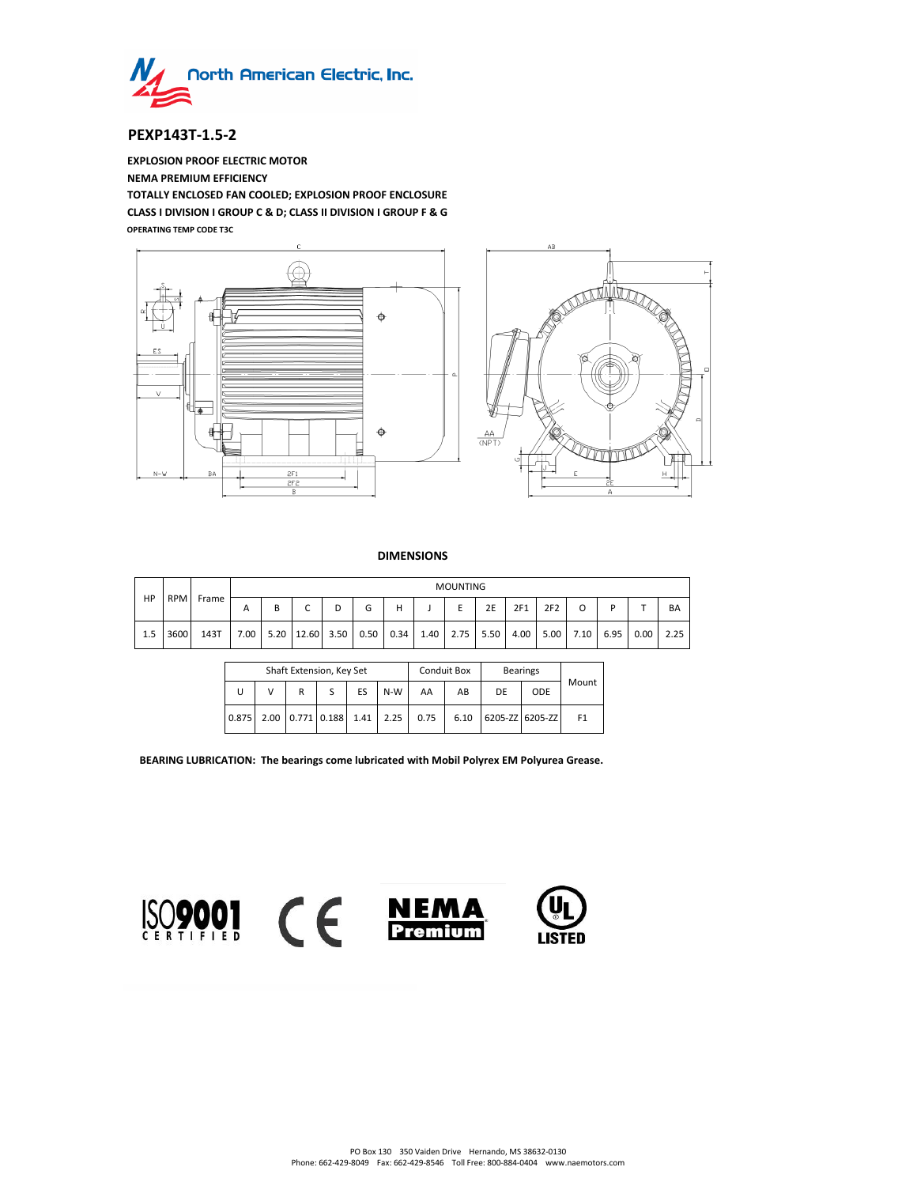North American Electric, Inc.

## PEXP143T-1.5-2

**EXPLOSION PROOF ELECTRIC MOTOR**
**NEMA PREMIUM EFFICIENCY**
**TOTALLY ENCLOSED FAN COOLED; EXPLOSION PROOF ENCLOSURE**
**CLASS I DIVISION I GROUP C & D; CLASS II DIVISION I GROUP F & G**
**OPERATING TEMP CODE T3C**

### DIMENSIONS

| HP | RPM | Frame | MOUNTING | | | | | | | | | | | | | | |
|---|---|---|---|---|---|---|---|---|---|---|---|---|---|---|---|---|---|
| | | | A | B | C | D | G | H | J | E | 2E | 2F1 | 2F2 | O | P | T | BA |
| 1.5 | 3600 | 143T | 7.00 | 5.20 | 12.60 | 3.50 | 0.50 | 0.34 | 1.40 | 2.75 | 5.50 | 4.00 | 5.00 | 7.10 | 6.95 | 0.00 | 2.25 |

| Shaft Extension, Key Set | | | | | | Conduit Box | | Bearings | | Mount |
|---|---|---|---|---|---|---|---|---|---|---|
| U | V | R | S | ES | N-W | AA | AB | DE | ODE | |
| 0.875 | 2.00 | 0.771 | 0.188 | 1.41 | 2.25 | 0.75 | 6.10 | 6205-ZZ | 6205-ZZ | F1 |

**BEARING LUBRICATION: The bearings come lubricated with Mobil Polyrex EM Polyurea Grease.**

ISO9001 CERTIFIED    CE    NEMA Premium    UL LISTED

PO Box 130   350 Vaiden Drive   Hernando, MS 38632-0130
Phone: 662-429-8049   Fax: 662-429-8546   Toll Free: 800-884-0404   www.naemotors.com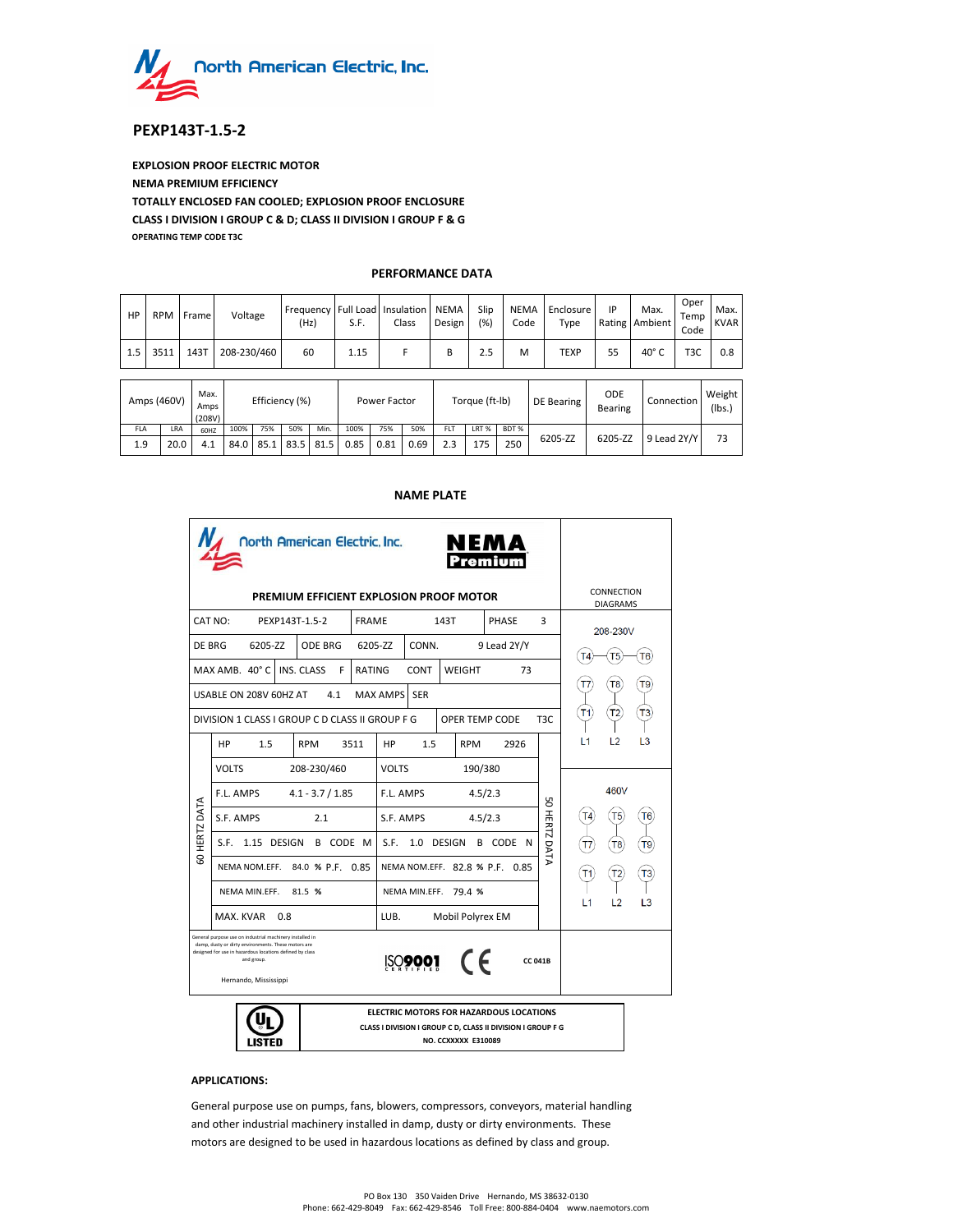North American Electric, Inc.

# PEXP143T-1.5-2

**EXPLOSION PROOF ELECTRIC MOTOR**
**NEMA PREMIUM EFFICIENCY**
**TOTALLY ENCLOSED FAN COOLED; EXPLOSION PROOF ENCLOSURE**
**CLASS I DIVISION I GROUP C & D; CLASS II DIVISION I GROUP F & G**
**OPERATING TEMP CODE T3C**

## PERFORMANCE DATA

| HP | RPM | Frame | Voltage | Frequency (Hz) | Full Load S.F. | Insulation Class | NEMA Design | Slip (%) | NEMA Code | Enclosure Type | IP Rating | Max. Ambient | Oper Temp Code | Max. KVAR |
|---|---|---|---|---|---|---|---|---|---|---|---|---|---|---|
| 1.5 | 3511 | 143T | 208-230/460 | 60 | 1.15 | F | B | 2.5 | M | TEXP | 55 | 40° C | T3C | 0.8 |

| Amps (460V) | | Max. Amps (208V) | Efficiency (%) | | | | Power Factor | | | Torque (ft-lb) | | | DE Bearing | ODE Bearing | Connection | Weight (lbs.) |
|---|---|---|---|---|---|---|---|---|---|---|---|---|---|---|---|---|
| FLA | LRA | 60HZ | 100% | 75% | 50% | Min. | 100% | 75% | 50% | FLT | LRT % | BDT % | | | | |
| 1.9 | 20.0 | 4.1 | 84.0 | 85.1 | 83.5 | 81.5 | 0.85 | 0.81 | 0.69 | 2.3 | 175 | 250 | 6205-ZZ | 6205-ZZ | 9 Lead 2Y/Y | 73 |

## NAME PLATE

North American Electric, Inc. — NEMA Premium

**PREMIUM EFFICIENT EXPLOSION PROOF MOTOR**

| | | | | | |
|---|---|---|---|---|---|
| CAT NO: | PEXP143T-1.5-2 | FRAME | 143T | PHASE | 3 |
| DE BRG | 6205-ZZ | ODE BRG | 6205-ZZ | CONN. | 9 Lead 2Y/Y |
| MAX AMB. | 40° C | INS. CLASS F | RATING CONT | WEIGHT | 73 |
| USABLE ON 208V 60HZ AT | 4.1 | MAX AMPS | SER | | |
| DIVISION 1 CLASS I GROUP C D CLASS II GROUP F G | | | | OPER TEMP CODE | T3C |

| 60 HERTZ DATA | | 50 HERTZ DATA | |
|---|---|---|---|
| HP | 1.5 | HP | 1.5 |
| RPM | 3511 | RPM | 2926 |
| VOLTS | 208-230/460 | VOLTS | 190/380 |
| F.L. AMPS | 4.1 - 3.7 / 1.85 | F.L. AMPS | 4.5/2.3 |
| S.F. AMPS | 2.1 | S.F. AMPS | 4.5/2.3 |
| S.F. | 1.15 DESIGN B CODE M | S.F. | 1.0 DESIGN B CODE N |
| NEMA NOM.EFF. | 84.0 % P.F. 0.85 | NEMA NOM.EFF. | 82.8 % P.F. 0.85 |
| NEMA MIN.EFF. | 81.5 % | NEMA MIN.EFF. | 79.4 % |
| MAX. KVAR | 0.8 | LUB. | Mobil Polyrex EM |

CONNECTION DIAGRAMS

208-230V: T4 — T5 — T6; T7, T8, T9; T1, T2, T3; L1, L2, L3

460V: T4, T5, T6; T7, T8, T9; T1, T2, T3; L1, L2, L3

General purpose use on industrial machinery installed in damp, dusty or dirty environments. These motors are designed for use in hazardous locations defined by class and group.

Hernando, Mississippi

ISO9001 CERTIFIED — CE — CC 041B

UL LISTED

**ELECTRIC MOTORS FOR HAZARDOUS LOCATIONS**
**CLASS I DIVISION I GROUP C D, CLASS II DIVISION I GROUP F G**
**NO. CCXXXXX E310089**

**APPLICATIONS:**

General purpose use on pumps, fans, blowers, compressors, conveyors, material handling and other industrial machinery installed in damp, dusty or dirty environments. These motors are designed to be used in hazardous locations as defined by class and group.

PO Box 130 350 Vaiden Drive Hernando, MS 38632-0130
Phone: 662-429-8049 Fax: 662-429-8546 Toll Free: 800-884-0404 www.naemotors.com